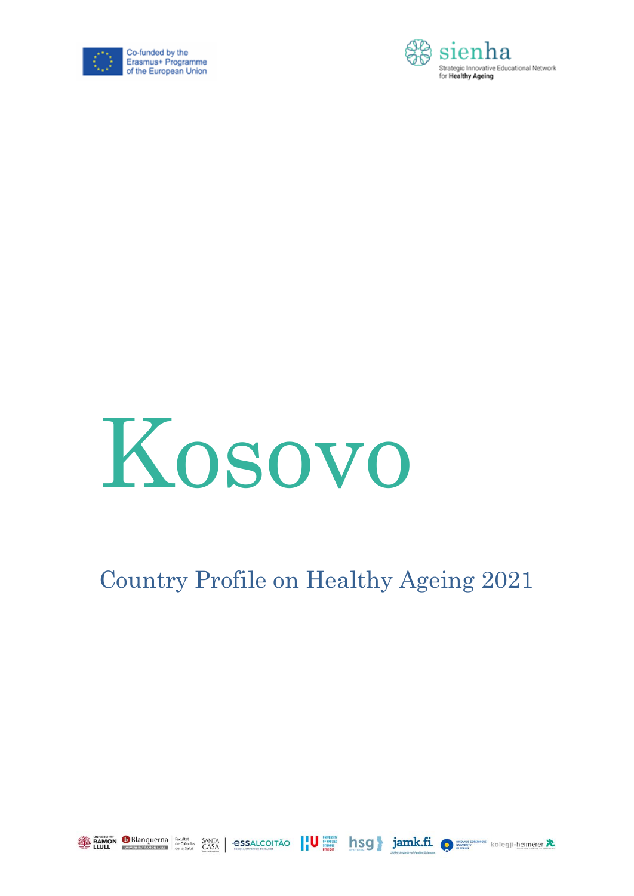Co-funded by the Erasmus+ Programme of the European Union

sienha
Strategic Innovative Educational Network for **Healthy Ageing**

# Kosovo

## Country Profile on Healthy Ageing 2021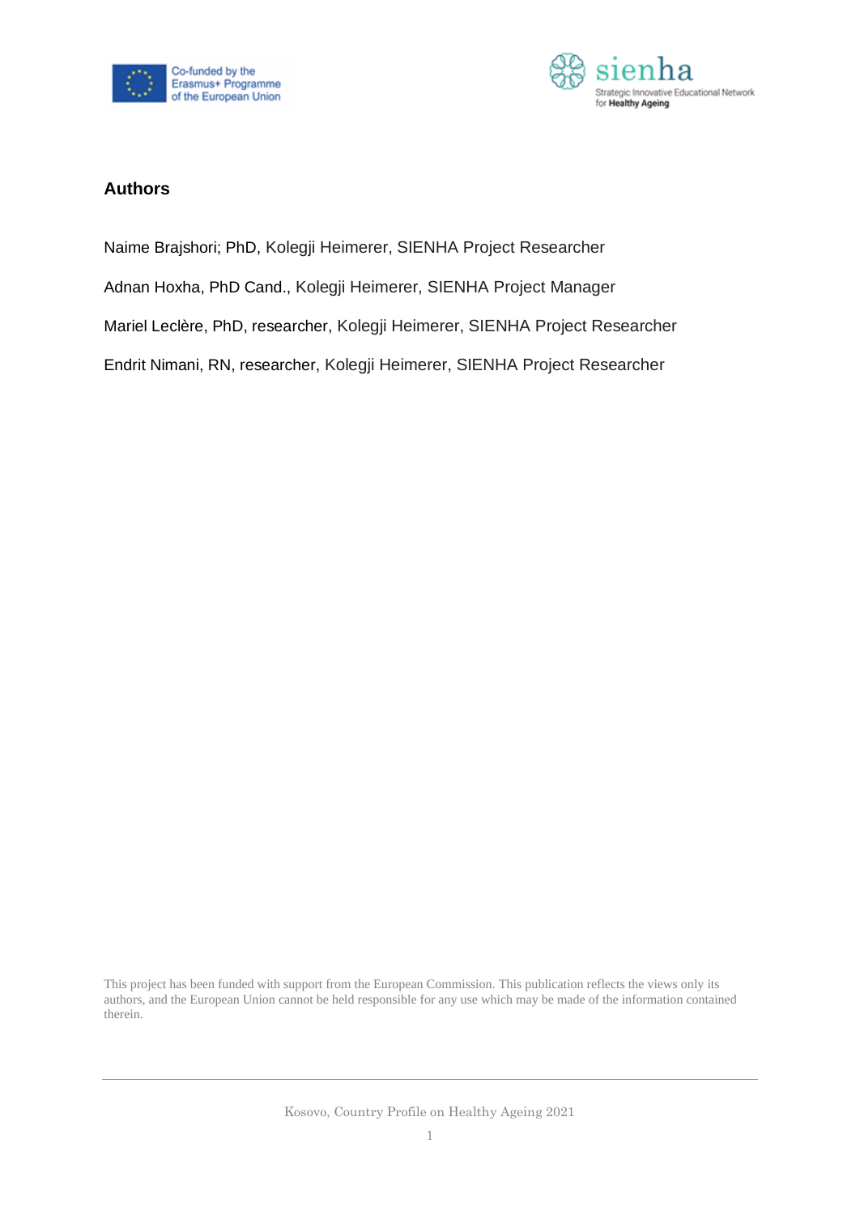## Authors

Naime Brajshori; PhD, Kolegji Heimerer, SIENHA Project Researcher

Adnan Hoxha, PhD Cand., Kolegji Heimerer, SIENHA Project Manager

Mariel Leclère, PhD, researcher, Kolegji Heimerer, SIENHA Project Researcher

Endrit Nimani, RN, researcher, Kolegji Heimerer, SIENHA Project Researcher

This project has been funded with support from the European Commission. This publication reflects the views only its authors, and the European Union cannot be held responsible for any use which may be made of the information contained therein.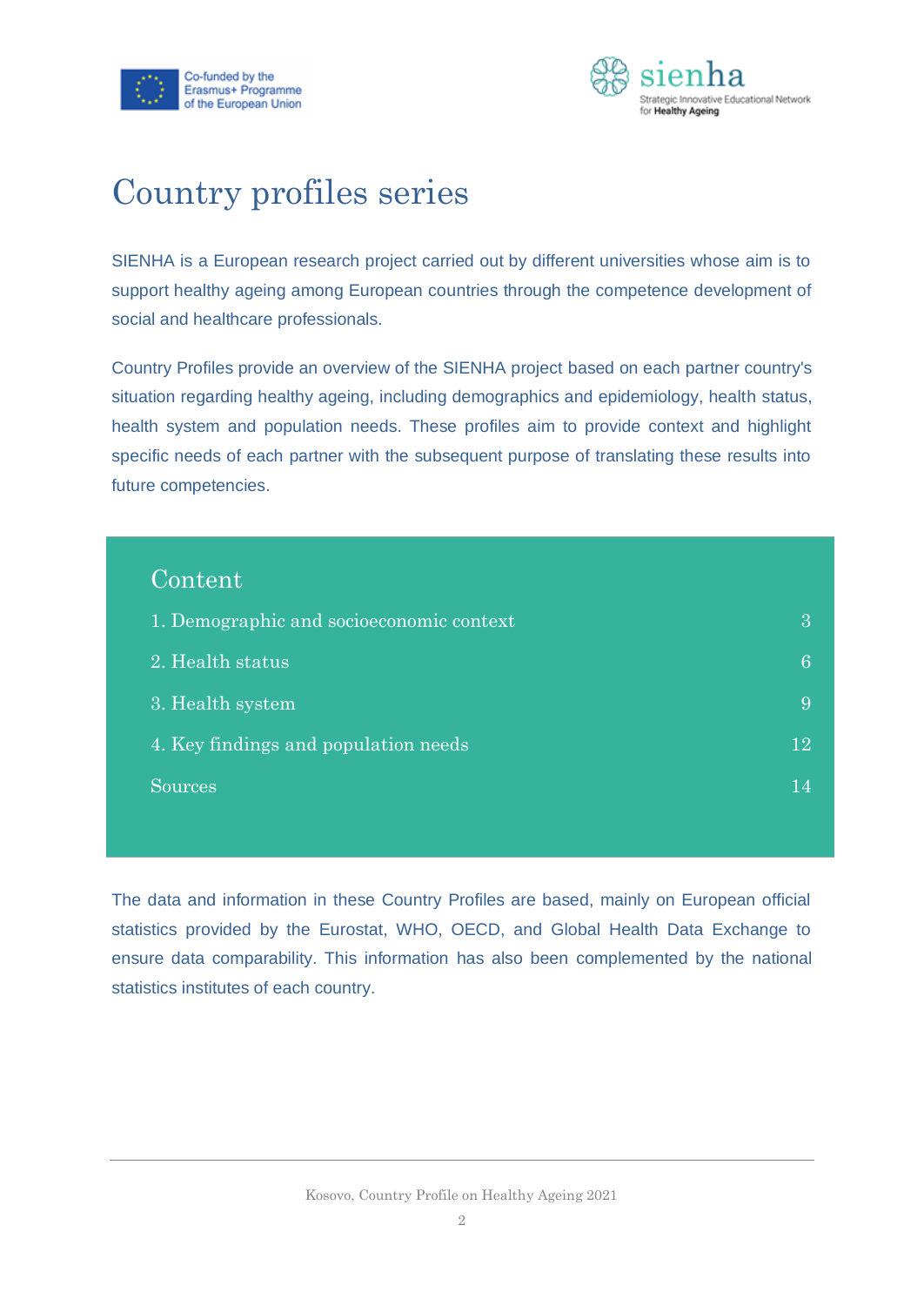# Country profiles series

SIENHA is a European research project carried out by different universities whose aim is to support healthy ageing among European countries through the competence development of social and healthcare professionals.

Country Profiles provide an overview of the SIENHA project based on each partner country's situation regarding healthy ageing, including demographics and epidemiology, health status, health system and population needs. These profiles aim to provide context and highlight specific needs of each partner with the subsequent purpose of translating these results into future competencies.

## Content

| | |
|---|---|
| 1. Demographic and socioeconomic context | 3 |
| 2. Health status | 6 |
| 3. Health system | 9 |
| 4. Key findings and population needs | 12 |
| Sources | 14 |

The data and information in these Country Profiles are based, mainly on European official statistics provided by the Eurostat, WHO, OECD, and Global Health Data Exchange to ensure data comparability. This information has also been complemented by the national statistics institutes of each country.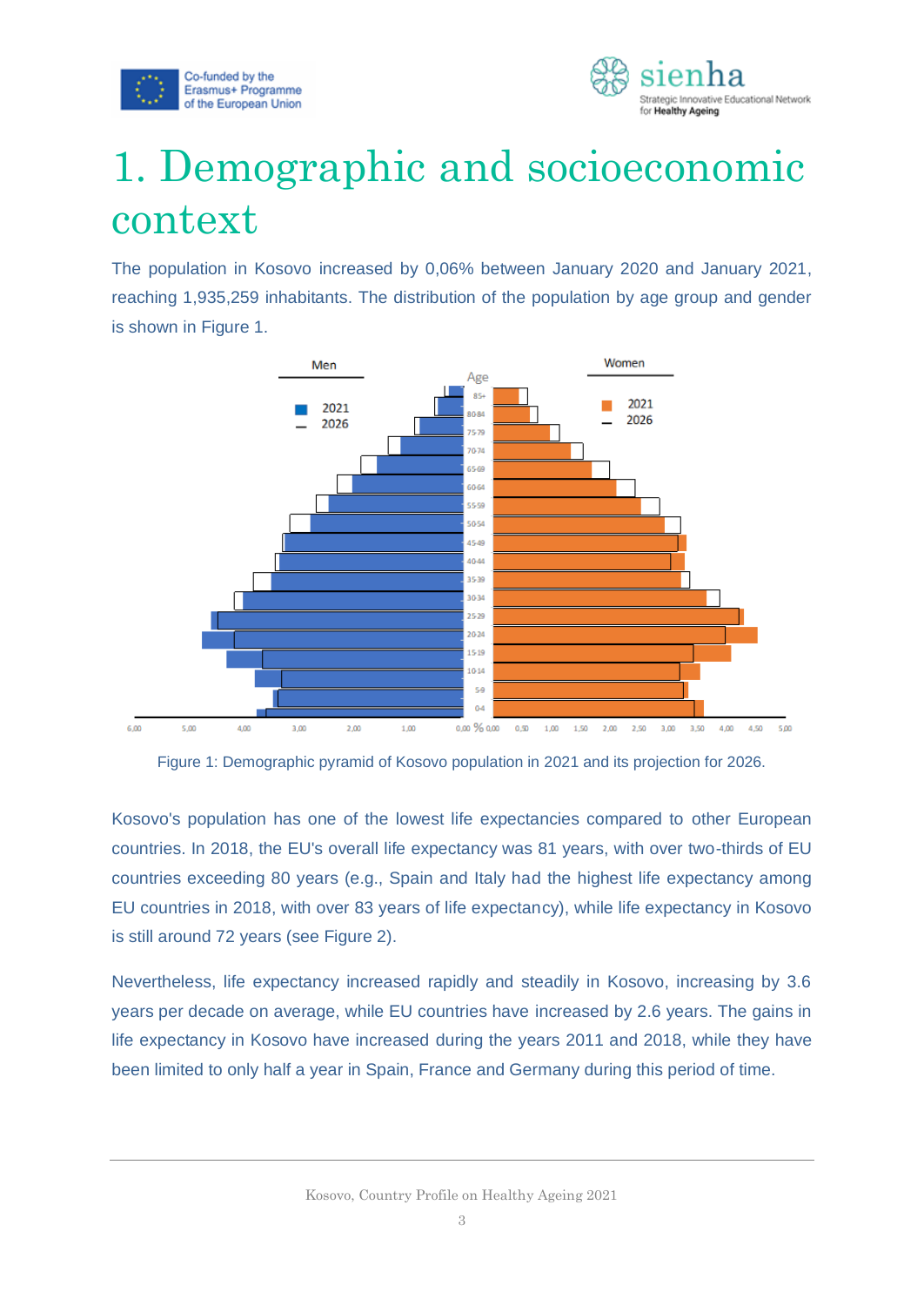# 1. Demographic and socioeconomic context

The population in Kosovo increased by 0,06% between January 2020 and January 2021, reaching 1,935,259 inhabitants. The distribution of the population by age group and gender is shown in Figure 1.

Figure 1: Demographic pyramid of Kosovo population in 2021 and its projection for 2026.

Kosovo's population has one of the lowest life expectancies compared to other European countries. In 2018, the EU's overall life expectancy was 81 years, with over two-thirds of EU countries exceeding 80 years (e.g., Spain and Italy had the highest life expectancy among EU countries in 2018, with over 83 years of life expectancy), while life expectancy in Kosovo is still around 72 years (see Figure 2).

Nevertheless, life expectancy increased rapidly and steadily in Kosovo, increasing by 3.6 years per decade on average, while EU countries have increased by 2.6 years. The gains in life expectancy in Kosovo have increased during the years 2011 and 2018, while they have been limited to only half a year in Spain, France and Germany during this period of time.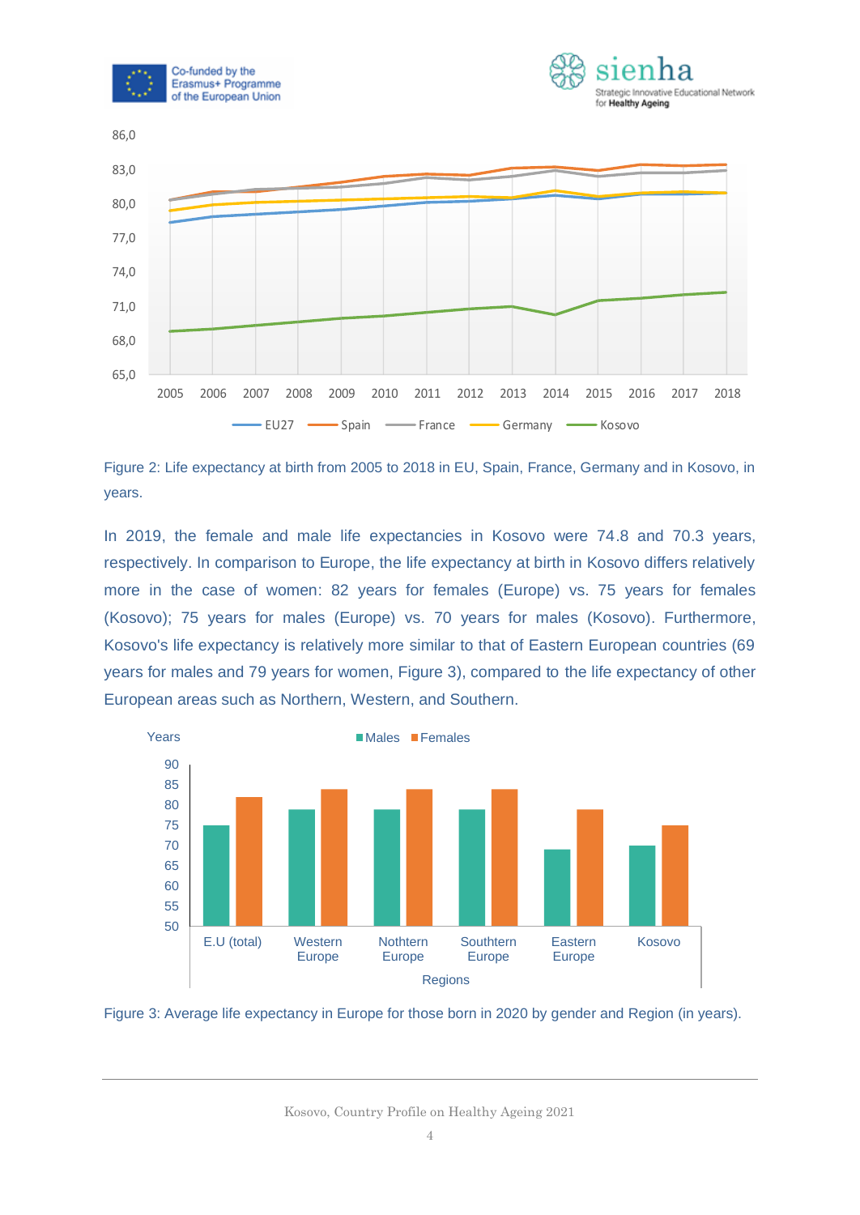Figure 2: Life expectancy at birth from 2005 to 2018 in EU, Spain, France, Germany and in Kosovo, in years.

In 2019, the female and male life expectancies in Kosovo were 74.8 and 70.3 years, respectively. In comparison to Europe, the life expectancy at birth in Kosovo differs relatively more in the case of women: 82 years for females (Europe) vs. 75 years for females (Kosovo); 75 years for males (Europe) vs. 70 years for males (Kosovo). Furthermore, Kosovo's life expectancy is relatively more similar to that of Eastern European countries (69 years for males and 79 years for women, Figure 3), compared to the life expectancy of other European areas such as Northern, Western, and Southern.

Figure 3: Average life expectancy in Europe for those born in 2020 by gender and Region (in years).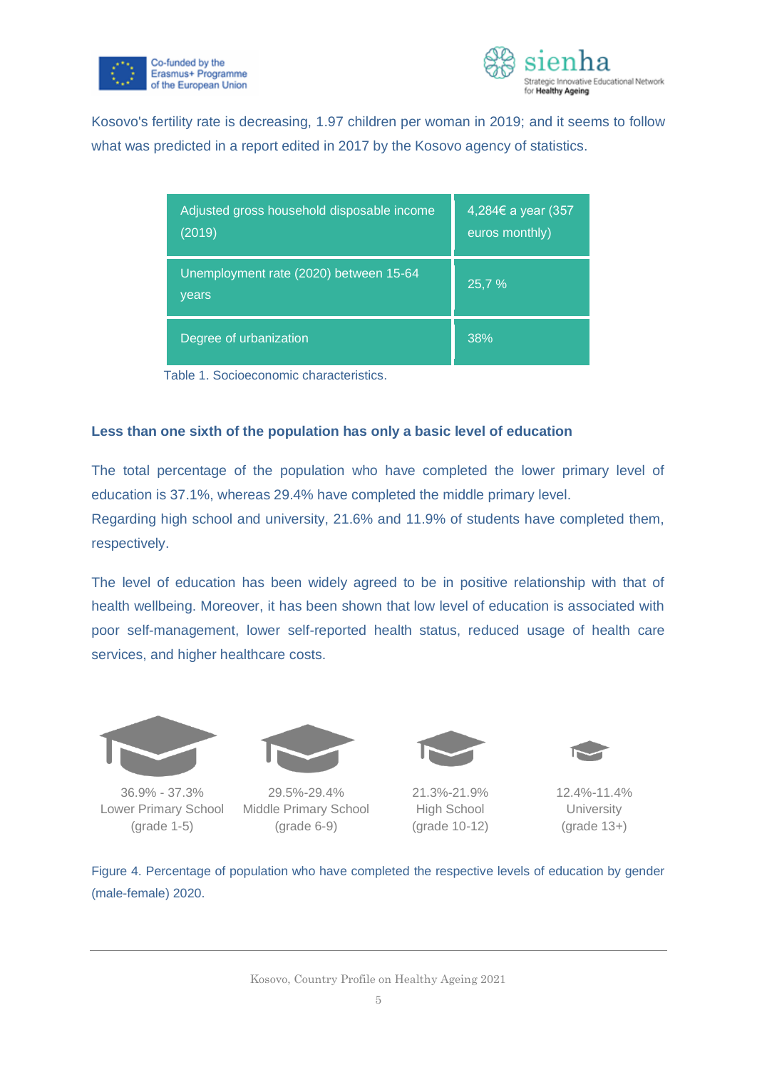Kosovo's fertility rate is decreasing, 1.97 children per woman in 2019; and it seems to follow what was predicted in a report edited in 2017 by the Kosovo agency of statistics.

| | |
|---|---|
| Adjusted gross household disposable income (2019) | 4,284€ a year (357 euros monthly) |
| Unemployment rate (2020) between 15-64 years | 25,7 % |
| Degree of urbanization | 38% |

Table 1. Socioeconomic characteristics.

### Less than one sixth of the population has only a basic level of education

The total percentage of the population who have completed the lower primary level of education is 37.1%, whereas 29.4% have completed the middle primary level.
Regarding high school and university, 21.6% and 11.9% of students have completed them, respectively.

The level of education has been widely agreed to be in positive relationship with that of health wellbeing. Moreover, it has been shown that low level of education is associated with poor self-management, lower self-reported health status, reduced usage of health care services, and higher healthcare costs.

36.9% - 37.3%
Lower Primary School
(grade 1-5)

29.5%-29.4%
Middle Primary School
(grade 6-9)

21.3%-21.9%
High School
(grade 10-12)

12.4%-11.4%
University
(grade 13+)

Figure 4. Percentage of population who have completed the respective levels of education by gender (male-female) 2020.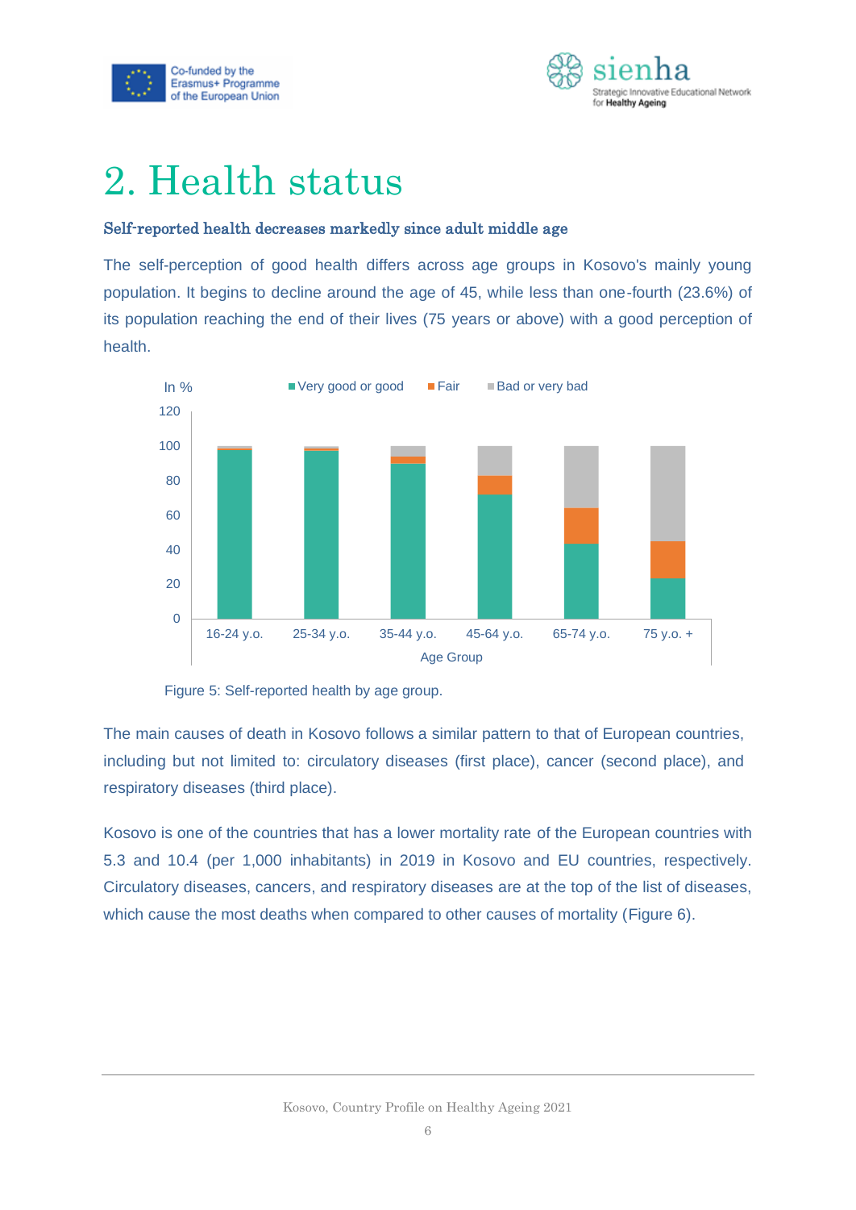# 2. Health status

**Self-reported health decreases markedly since adult middle age**

The self-perception of good health differs across age groups in Kosovo's mainly young population. It begins to decline around the age of 45, while less than one-fourth (23.6%) of its population reaching the end of their lives (75 years or above) with a good perception of health.

Figure 5: Self-reported health by age group.

The main causes of death in Kosovo follows a similar pattern to that of European countries, including but not limited to: circulatory diseases (first place), cancer (second place), and respiratory diseases (third place).

Kosovo is one of the countries that has a lower mortality rate of the European countries with 5.3 and 10.4 (per 1,000 inhabitants) in 2019 in Kosovo and EU countries, respectively. Circulatory diseases, cancers, and respiratory diseases are at the top of the list of diseases, which cause the most deaths when compared to other causes of mortality (Figure 6).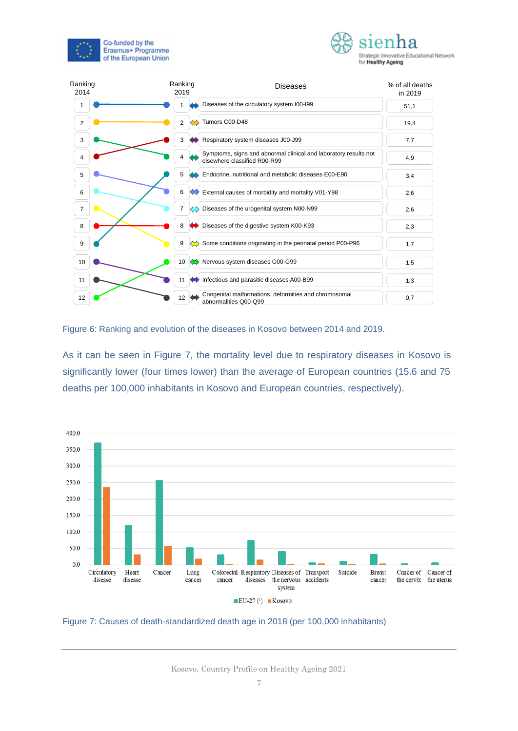| Ranking 2014 | Ranking 2019 | Diseases | % of all deaths in 2019 |
|---|---|---|---|
| 1 | 1 | Diseases of the circulatory system I00-I99 | 51,1 |
| 2 | 2 | Tumors C00-D48 | 19,4 |
| 3 | 3 | Respiratory system diseases J00-J99 | 7,7 |
| 4 | 4 | Symptoms, signs and abnormal clinical and laboratory results not elsewhere classified R00-R99 | 4,9 |
| 5 | 5 | Endocrine, nutritional and metabolic diseases E00-E90 | 3,4 |
| 6 | 6 | External causes of morbidity and mortality V01-Y98 | 2,6 |
| 7 | 7 | Diseases of the urogenital system N00-N99 | 2,6 |
| 8 | 8 | Diseases of the digestive system K00-K93 | 2,3 |
| 9 | 9 | Some conditions originating in the perinatal period P00-P96 | 1,7 |
| 10 | 10 | Nervous system diseases G00-G99 | 1,5 |
| 11 | 11 | Infectious and parasitic diseases A00-B99 | 1,3 |
| 12 | 12 | Congenital malformations, deformities and chromosomal abnormalities Q00-Q99 | 0,7 |

Figure 6: Ranking and evolution of the diseases in Kosovo between 2014 and 2019.

As it can be seen in Figure 7, the mortality level due to respiratory diseases in Kosovo is significantly lower (four times lower) than the average of European countries (15.6 and 75 deaths per 100,000 inhabitants in Kosovo and European countries, respectively).

Figure 7: Causes of death-standardized death age in 2018 (per 100,000 inhabitants)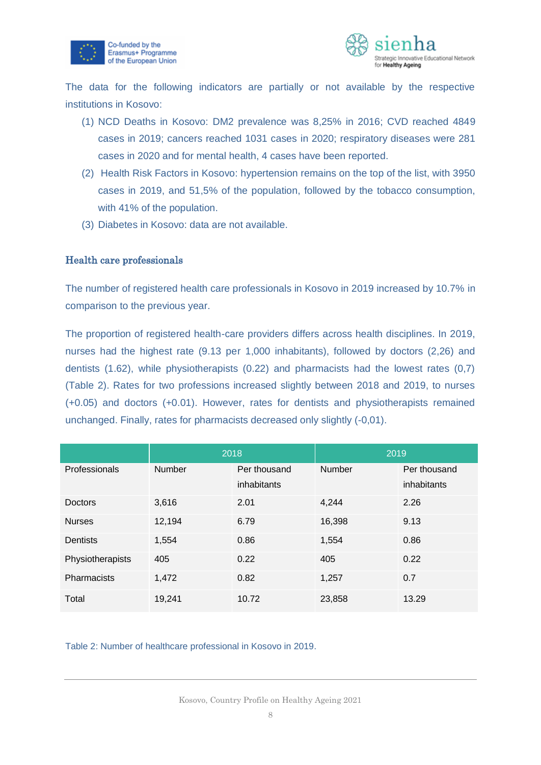The data for the following indicators are partially or not available by the respective institutions in Kosovo:

(1) NCD Deaths in Kosovo: DM2 prevalence was 8,25% in 2016; CVD reached 4849 cases in 2019; cancers reached 1031 cases in 2020; respiratory diseases were 281 cases in 2020 and for mental health, 4 cases have been reported.

(2) Health Risk Factors in Kosovo: hypertension remains on the top of the list, with 3950 cases in 2019, and 51,5% of the population, followed by the tobacco consumption, with 41% of the population.

(3) Diabetes in Kosovo: data are not available.

### Health care professionals

The number of registered health care professionals in Kosovo in 2019 increased by 10.7% in comparison to the previous year.

The proportion of registered health-care providers differs across health disciplines. In 2019, nurses had the highest rate (9.13 per 1,000 inhabitants), followed by doctors (2,26) and dentists (1.62), while physiotherapists (0.22) and pharmacists had the lowest rates (0,7) (Table 2). Rates for two professions increased slightly between 2018 and 2019, to nurses (+0.05) and doctors (+0.01). However, rates for dentists and physiotherapists remained unchanged. Finally, rates for pharmacists decreased only slightly (-0,01).

| | 2018 | | 2019 | |
|---|---|---|---|---|
| Professionals | Number | Per thousand inhabitants | Number | Per thousand inhabitants |
| Doctors | 3,616 | 2.01 | 4,244 | 2.26 |
| Nurses | 12,194 | 6.79 | 16,398 | 9.13 |
| Dentists | 1,554 | 0.86 | 1,554 | 0.86 |
| Physiotherapists | 405 | 0.22 | 405 | 0.22 |
| Pharmacists | 1,472 | 0.82 | 1,257 | 0.7 |
| Total | 19,241 | 10.72 | 23,858 | 13.29 |

Table 2: Number of healthcare professional in Kosovo in 2019.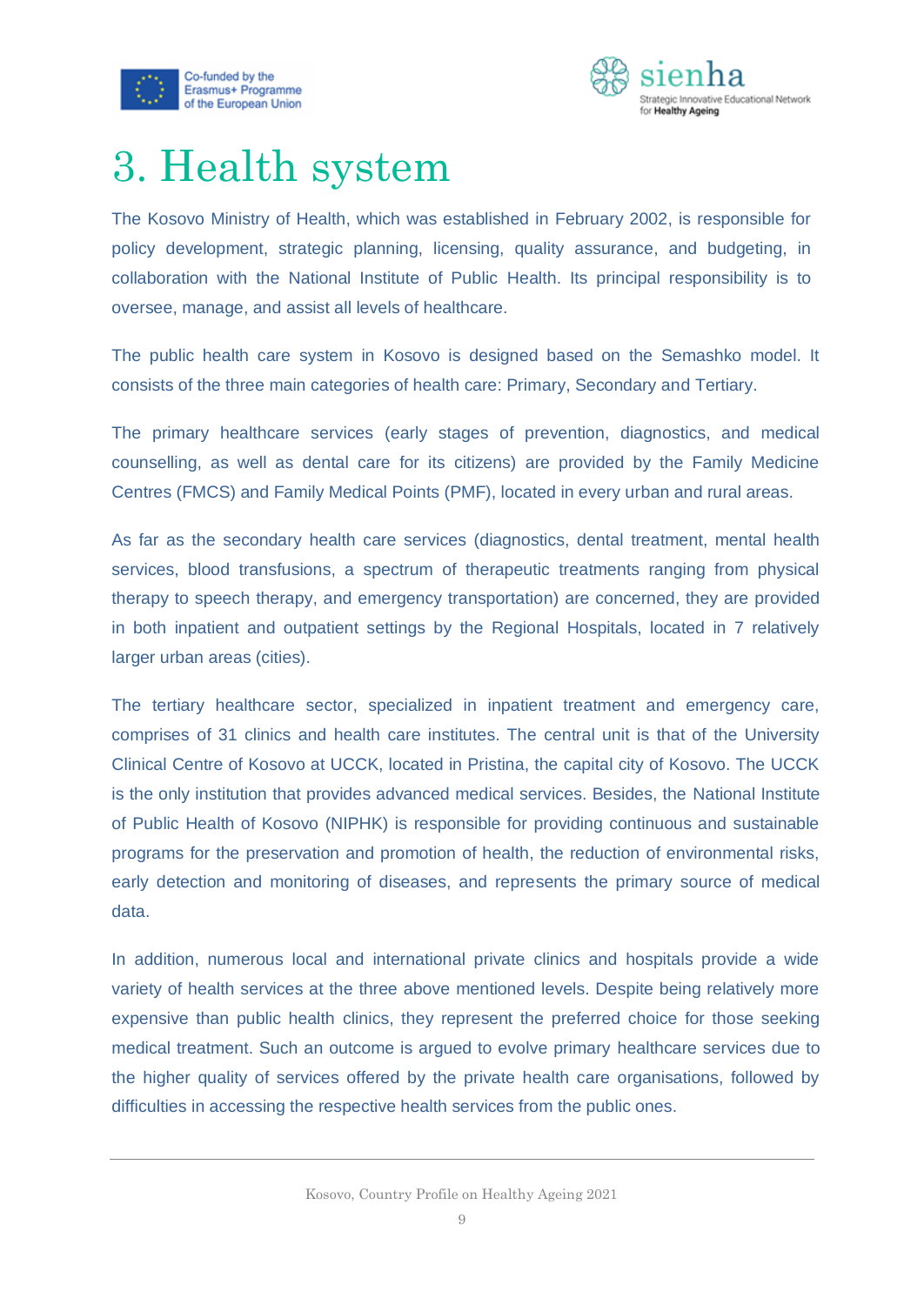# 3. Health system

The Kosovo Ministry of Health, which was established in February 2002, is responsible for policy development, strategic planning, licensing, quality assurance, and budgeting, in collaboration with the National Institute of Public Health. Its principal responsibility is to oversee, manage, and assist all levels of healthcare.

The public health care system in Kosovo is designed based on the Semashko model. It consists of the three main categories of health care: Primary, Secondary and Tertiary.

The primary healthcare services (early stages of prevention, diagnostics, and medical counselling, as well as dental care for its citizens) are provided by the Family Medicine Centres (FMCS) and Family Medical Points (PMF), located in every urban and rural areas.

As far as the secondary health care services (diagnostics, dental treatment, mental health services, blood transfusions, a spectrum of therapeutic treatments ranging from physical therapy to speech therapy, and emergency transportation) are concerned, they are provided in both inpatient and outpatient settings by the Regional Hospitals, located in 7 relatively larger urban areas (cities).

The tertiary healthcare sector, specialized in inpatient treatment and emergency care, comprises of 31 clinics and health care institutes. The central unit is that of the University Clinical Centre of Kosovo at UCCK, located in Pristina, the capital city of Kosovo. The UCCK is the only institution that provides advanced medical services. Besides, the National Institute of Public Health of Kosovo (NIPHK) is responsible for providing continuous and sustainable programs for the preservation and promotion of health, the reduction of environmental risks, early detection and monitoring of diseases, and represents the primary source of medical data.

In addition, numerous local and international private clinics and hospitals provide a wide variety of health services at the three above mentioned levels. Despite being relatively more expensive than public health clinics, they represent the preferred choice for those seeking medical treatment. Such an outcome is argued to evolve primary healthcare services due to the higher quality of services offered by the private health care organisations, followed by difficulties in accessing the respective health services from the public ones.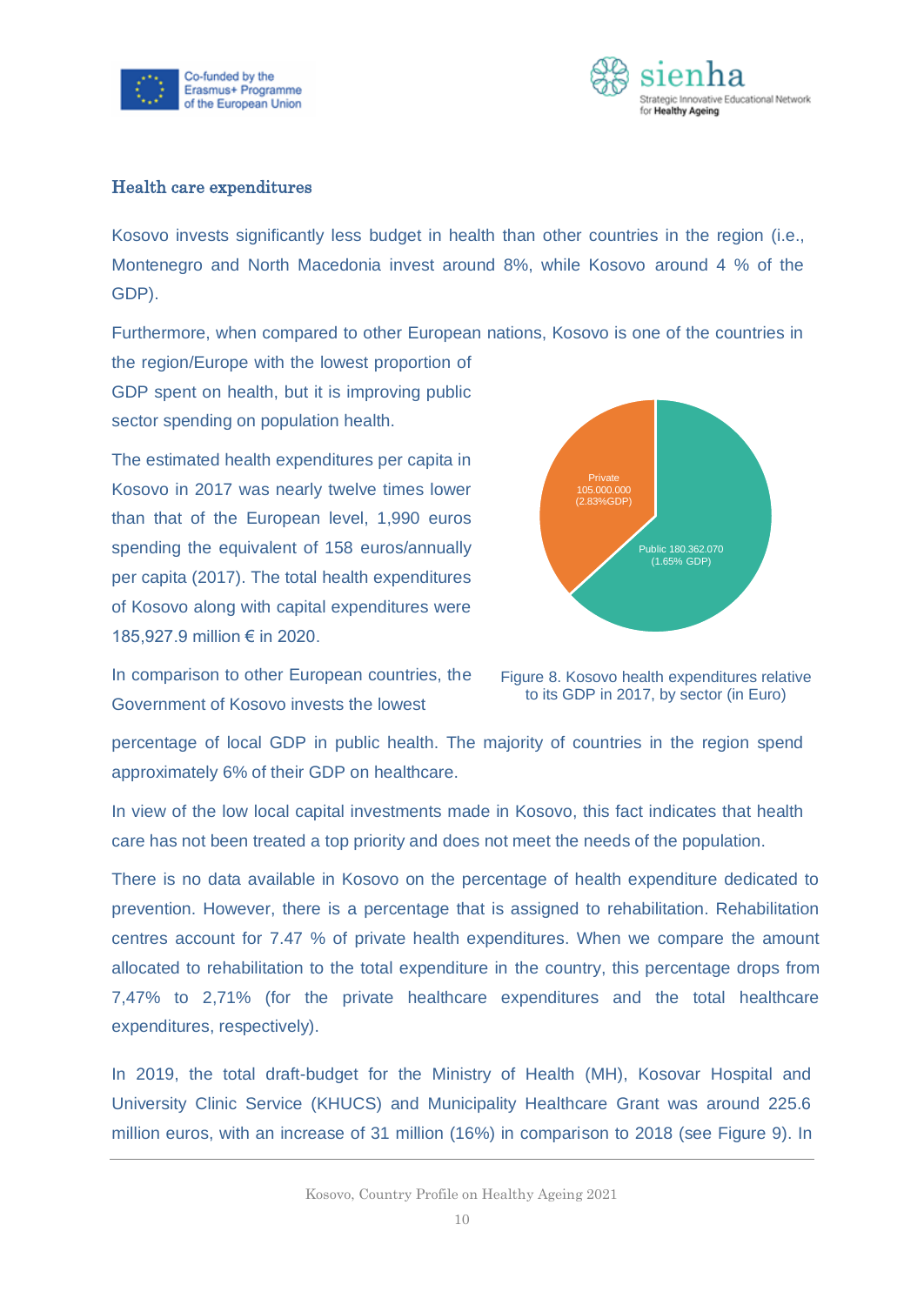## Health care expenditures

Kosovo invests significantly less budget in health than other countries in the region (i.e., Montenegro and North Macedonia invest around 8%, while Kosovo around 4 % of the GDP).

Furthermore, when compared to other European nations, Kosovo is one of the countries in the region/Europe with the lowest proportion of GDP spent on health, but it is improving public sector spending on population health.

The estimated health expenditures per capita in Kosovo in 2017 was nearly twelve times lower than that of the European level, 1,990 euros spending the equivalent of 158 euros/annually per capita (2017). The total health expenditures of Kosovo along with capital expenditures were 185,927.9 million € in 2020.

Private 105.000.000 (2.83%GDP)

Public 180.362.070 (1.65% GDP)

Figure 8. Kosovo health expenditures relative to its GDP in 2017, by sector (in Euro)

In comparison to other European countries, the Government of Kosovo invests the lowest percentage of local GDP in public health. The majority of countries in the region spend approximately 6% of their GDP on healthcare.

In view of the low local capital investments made in Kosovo, this fact indicates that health care has not been treated a top priority and does not meet the needs of the population.

There is no data available in Kosovo on the percentage of health expenditure dedicated to prevention. However, there is a percentage that is assigned to rehabilitation. Rehabilitation centres account for 7.47 % of private health expenditures. When we compare the amount allocated to rehabilitation to the total expenditure in the country, this percentage drops from 7,47% to 2,71% (for the private healthcare expenditures and the total healthcare expenditures, respectively).

In 2019, the total draft-budget for the Ministry of Health (MH), Kosovar Hospital and University Clinic Service (KHUCS) and Municipality Healthcare Grant was around 225.6 million euros, with an increase of 31 million (16%) in comparison to 2018 (see Figure 9). In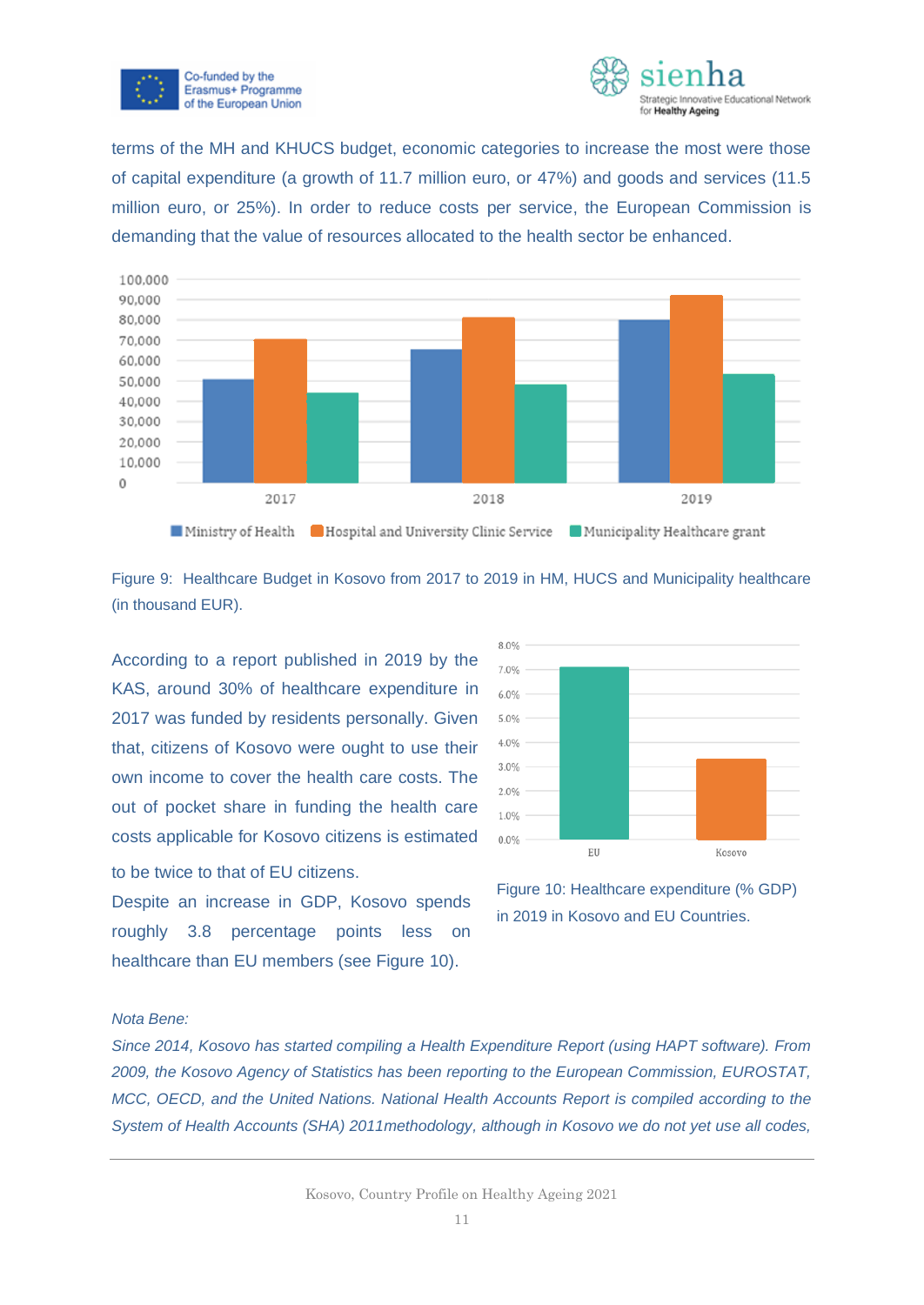terms of the MH and KHUCS budget, economic categories to increase the most were those of capital expenditure (a growth of 11.7 million euro, or 47%) and goods and services (11.5 million euro, or 25%). In order to reduce costs per service, the European Commission is demanding that the value of resources allocated to the health sector be enhanced.

Figure 9: Healthcare Budget in Kosovo from 2017 to 2019 in HM, HUCS and Municipality healthcare (in thousand EUR).

According to a report published in 2019 by the KAS, around 30% of healthcare expenditure in 2017 was funded by residents personally. Given that, citizens of Kosovo were ought to use their own income to cover the health care costs. The out of pocket share in funding the health care costs applicable for Kosovo citizens is estimated to be twice to that of EU citizens.

Despite an increase in GDP, Kosovo spends roughly 3.8 percentage points less on healthcare than EU members (see Figure 10).

Figure 10: Healthcare expenditure (% GDP) in 2019 in Kosovo and EU Countries.

*Nota Bene:*

*Since 2014, Kosovo has started compiling a Health Expenditure Report (using HAPT software). From 2009, the Kosovo Agency of Statistics has been reporting to the European Commission, EUROSTAT, MCC, OECD, and the United Nations. National Health Accounts Report is compiled according to the System of Health Accounts (SHA) 2011methodology, although in Kosovo we do not yet use all codes,*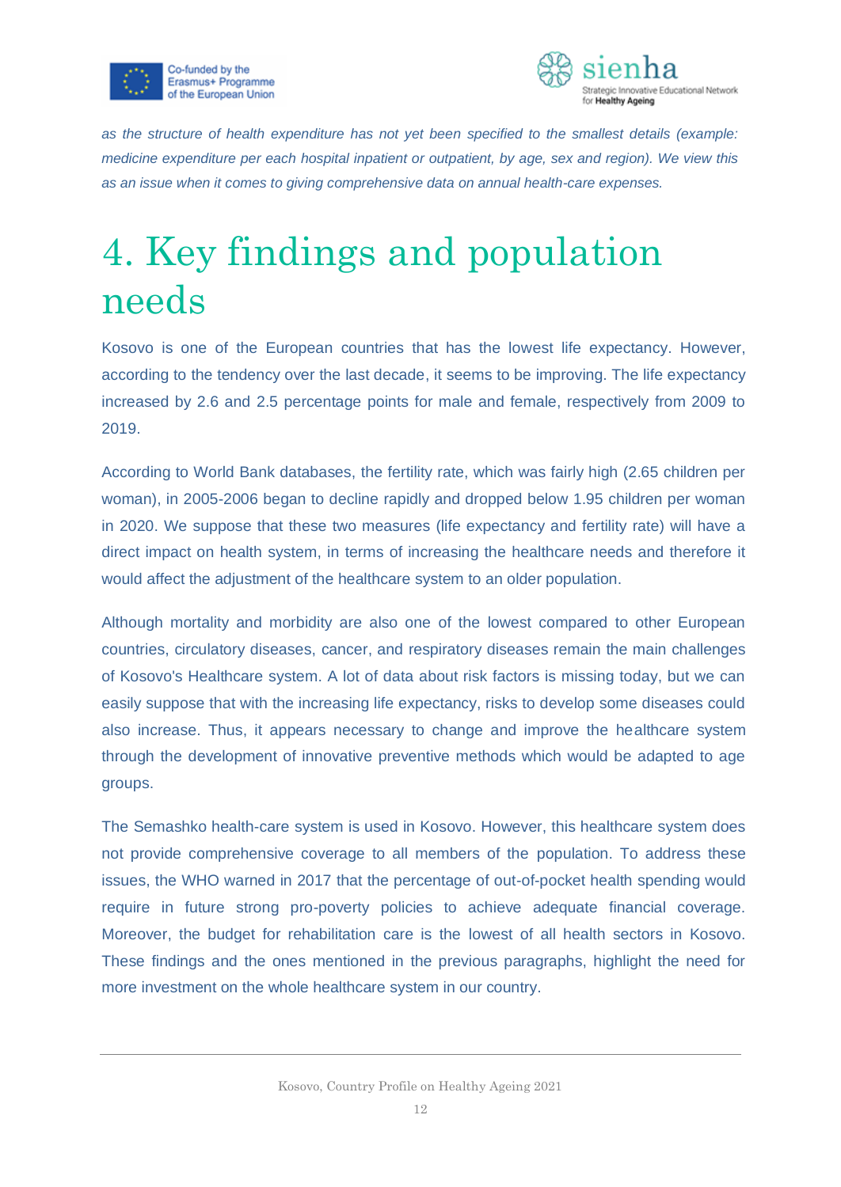*as the structure of health expenditure has not yet been specified to the smallest details (example: medicine expenditure per each hospital inpatient or outpatient, by age, sex and region). We view this as an issue when it comes to giving comprehensive data on annual health-care expenses.*

# 4. Key findings and population needs

Kosovo is one of the European countries that has the lowest life expectancy. However, according to the tendency over the last decade, it seems to be improving. The life expectancy increased by 2.6 and 2.5 percentage points for male and female, respectively from 2009 to 2019.

According to World Bank databases, the fertility rate, which was fairly high (2.65 children per woman), in 2005-2006 began to decline rapidly and dropped below 1.95 children per woman in 2020. We suppose that these two measures (life expectancy and fertility rate) will have a direct impact on health system, in terms of increasing the healthcare needs and therefore it would affect the adjustment of the healthcare system to an older population.

Although mortality and morbidity are also one of the lowest compared to other European countries, circulatory diseases, cancer, and respiratory diseases remain the main challenges of Kosovo's Healthcare system. A lot of data about risk factors is missing today, but we can easily suppose that with the increasing life expectancy, risks to develop some diseases could also increase. Thus, it appears necessary to change and improve the healthcare system through the development of innovative preventive methods which would be adapted to age groups.

The Semashko health-care system is used in Kosovo. However, this healthcare system does not provide comprehensive coverage to all members of the population. To address these issues, the WHO warned in 2017 that the percentage of out-of-pocket health spending would require in future strong pro-poverty policies to achieve adequate financial coverage. Moreover, the budget for rehabilitation care is the lowest of all health sectors in Kosovo. These findings and the ones mentioned in the previous paragraphs, highlight the need for more investment on the whole healthcare system in our country.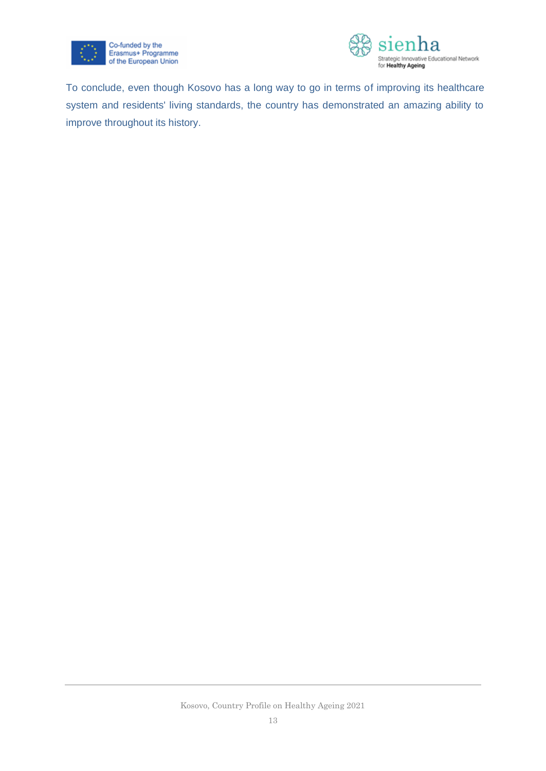To conclude, even though Kosovo has a long way to go in terms of improving its healthcare system and residents' living standards, the country has demonstrated an amazing ability to improve throughout its history.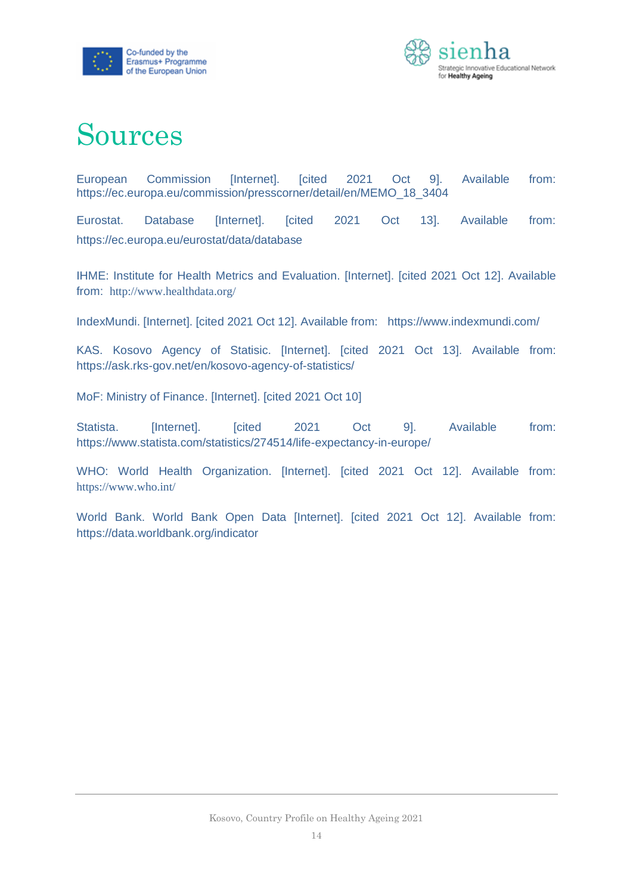# Sources

European Commission [Internet]. [cited 2021 Oct 9]. Available from: https://ec.europa.eu/commission/presscorner/detail/en/MEMO_18_3404

Eurostat. Database [Internet]. [cited 2021 Oct 13]. Available from: https://ec.europa.eu/eurostat/data/database

IHME: Institute for Health Metrics and Evaluation. [Internet]. [cited 2021 Oct 12]. Available from: http://www.healthdata.org/

IndexMundi. [Internet]. [cited 2021 Oct 12]. Available from: https://www.indexmundi.com/

KAS. Kosovo Agency of Statisic. [Internet]. [cited 2021 Oct 13]. Available from: https://ask.rks-gov.net/en/kosovo-agency-of-statistics/

MoF: Ministry of Finance. [Internet]. [cited 2021 Oct 10]

Statista. [Internet]. [cited 2021 Oct 9]. Available from: https://www.statista.com/statistics/274514/life-expectancy-in-europe/

WHO: World Health Organization. [Internet]. [cited 2021 Oct 12]. Available from: https://www.who.int/

World Bank. World Bank Open Data [Internet]. [cited 2021 Oct 12]. Available from: https://data.worldbank.org/indicator